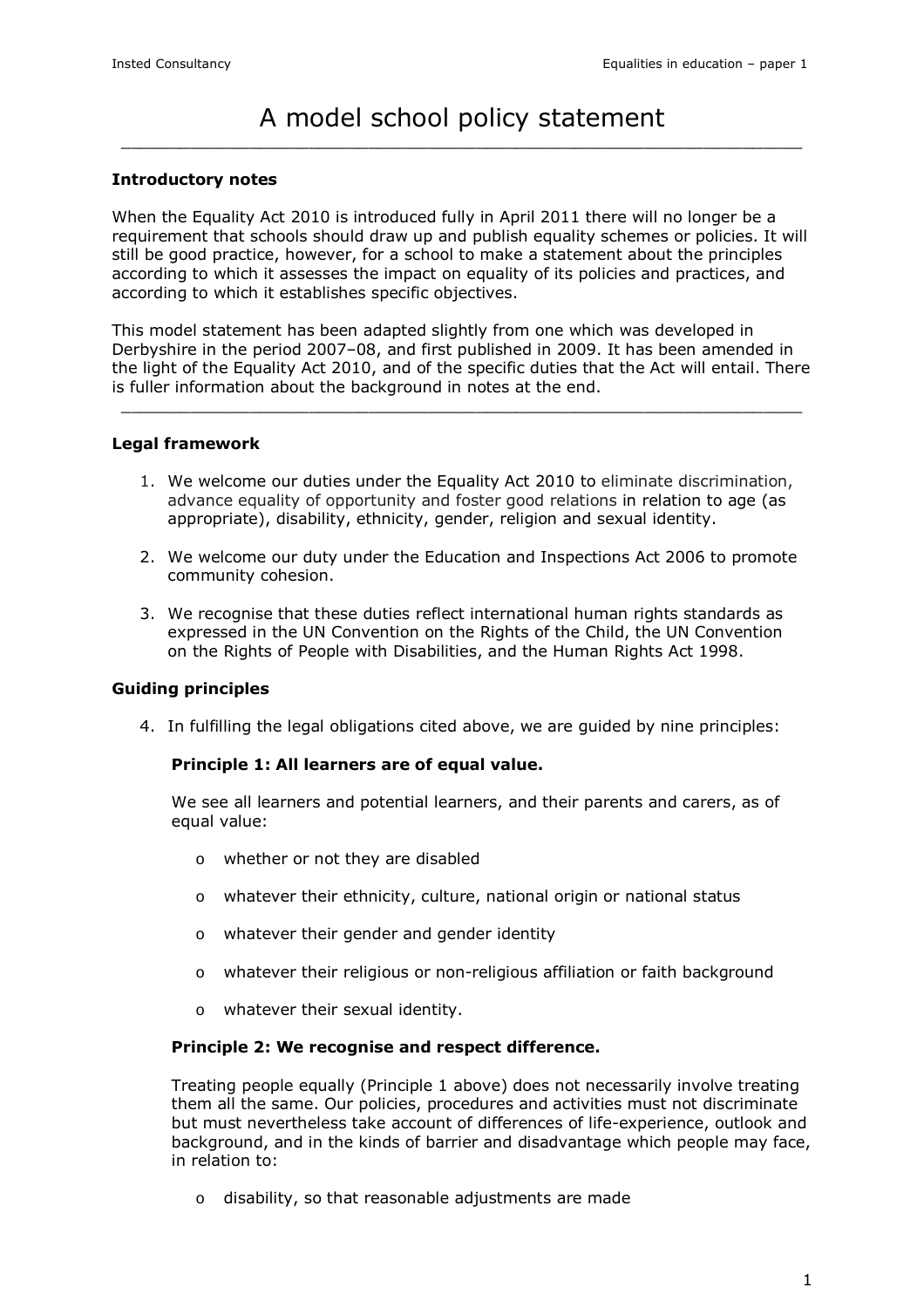# A model school policy statement

---

### Introductory notes

When the Equality Act 2010 is introduced fully in April 2011 there will no longer be a requirement that schools should draw up and publish equality schemes or policies. It will still be good practice, however, for a school to make a statement about the principles according to which it assesses the impact on equality of its policies and practices, and according to which it establishes specific objectives.

This model statement has been adapted slightly from one which was developed in Derbyshire in the period 2007–08, and first published in 2009. It has been amended in the light of the Equality Act 2010, and of the specific duties that the Act will entail. There is fuller information about the background in notes at the end.

---

### Legal framework

1. We welcome our duties under the Equality Act 2010 to eliminate discrimination, advance equality of opportunity and foster good relations in relation to age (as appropriate), disability, ethnicity, gender, religion and sexual identity.

2. We welcome our duty under the Education and Inspections Act 2006 to promote community cohesion.

3. We recognise that these duties reflect international human rights standards as expressed in the UN Convention on the Rights of the Child, the UN Convention on the Rights of People with Disabilities, and the Human Rights Act 1998.

### Guiding principles

4. In fulfilling the legal obligations cited above, we are guided by nine principles:

   **Principle 1: All learners are of equal value.**

   We see all learners and potential learners, and their parents and carers, as of equal value:

   - whether or not they are disabled
   - whatever their ethnicity, culture, national origin or national status
   - whatever their gender and gender identity
   - whatever their religious or non-religious affiliation or faith background
   - whatever their sexual identity.

   **Principle 2: We recognise and respect difference.**

   Treating people equally (Principle 1 above) does not necessarily involve treating them all the same. Our policies, procedures and activities must not discriminate but must nevertheless take account of differences of life-experience, outlook and background, and in the kinds of barrier and disadvantage which people may face, in relation to:

   - disability, so that reasonable adjustments are made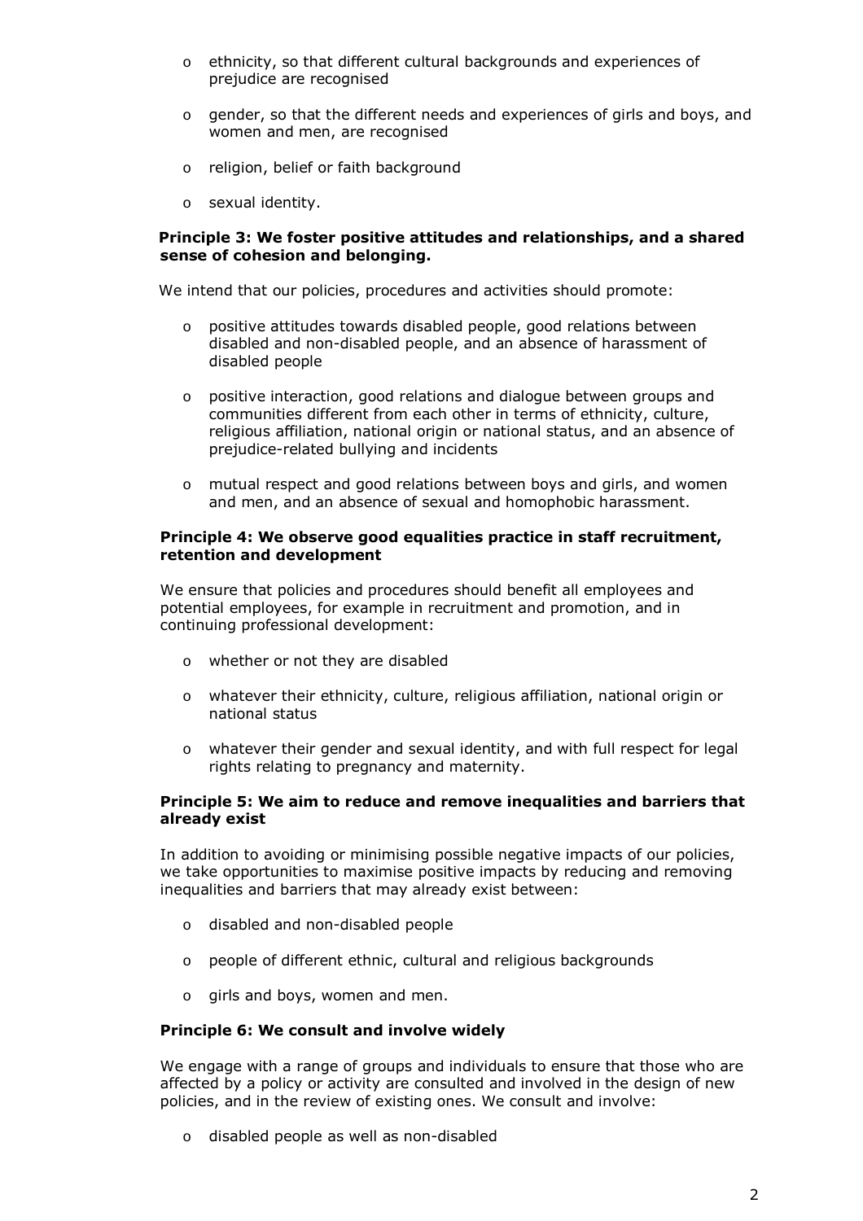- ethnicity, so that different cultural backgrounds and experiences of prejudice are recognised
- gender, so that the different needs and experiences of girls and boys, and women and men, are recognised
- religion, belief or faith background
- sexual identity.

**Principle 3: We foster positive attitudes and relationships, and a shared sense of cohesion and belonging.**

We intend that our policies, procedures and activities should promote:

- positive attitudes towards disabled people, good relations between disabled and non-disabled people, and an absence of harassment of disabled people
- positive interaction, good relations and dialogue between groups and communities different from each other in terms of ethnicity, culture, religious affiliation, national origin or national status, and an absence of prejudice-related bullying and incidents
- mutual respect and good relations between boys and girls, and women and men, and an absence of sexual and homophobic harassment.

**Principle 4: We observe good equalities practice in staff recruitment, retention and development**

We ensure that policies and procedures should benefit all employees and potential employees, for example in recruitment and promotion, and in continuing professional development:

- whether or not they are disabled
- whatever their ethnicity, culture, religious affiliation, national origin or national status
- whatever their gender and sexual identity, and with full respect for legal rights relating to pregnancy and maternity.

**Principle 5: We aim to reduce and remove inequalities and barriers that already exist**

In addition to avoiding or minimising possible negative impacts of our policies, we take opportunities to maximise positive impacts by reducing and removing inequalities and barriers that may already exist between:

- disabled and non-disabled people
- people of different ethnic, cultural and religious backgrounds
- girls and boys, women and men.

**Principle 6: We consult and involve widely**

We engage with a range of groups and individuals to ensure that those who are affected by a policy or activity are consulted and involved in the design of new policies, and in the review of existing ones. We consult and involve:

- disabled people as well as non-disabled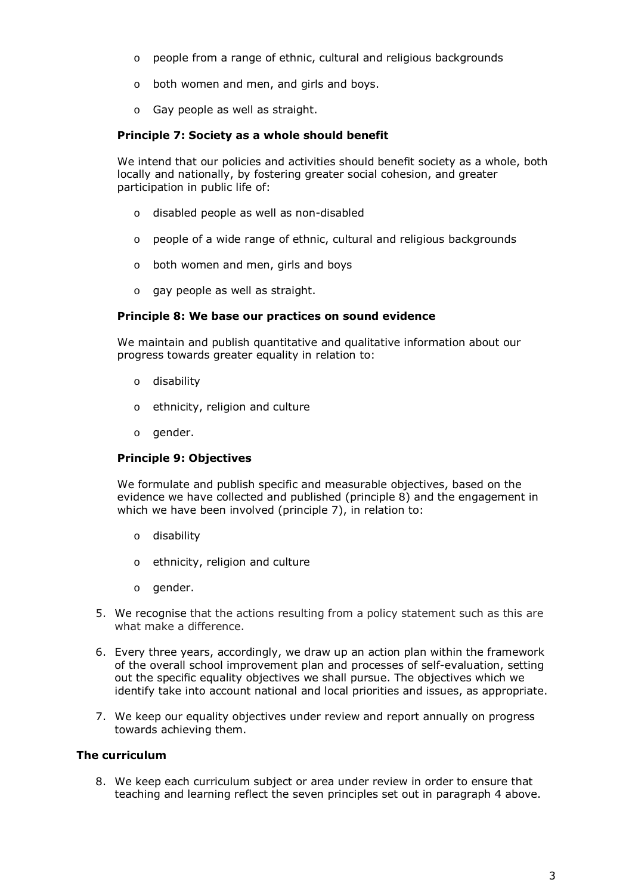- people from a range of ethnic, cultural and religious backgrounds
- both women and men, and girls and boys.
- Gay people as well as straight.

**Principle 7: Society as a whole should benefit**

We intend that our policies and activities should benefit society as a whole, both locally and nationally, by fostering greater social cohesion, and greater participation in public life of:

- disabled people as well as non-disabled
- people of a wide range of ethnic, cultural and religious backgrounds
- both women and men, girls and boys
- gay people as well as straight.

**Principle 8: We base our practices on sound evidence**

We maintain and publish quantitative and qualitative information about our progress towards greater equality in relation to:

- disability
- ethnicity, religion and culture
- gender.

**Principle 9: Objectives**

We formulate and publish specific and measurable objectives, based on the evidence we have collected and published (principle 8) and the engagement in which we have been involved (principle 7), in relation to:

- disability
- ethnicity, religion and culture
- gender.

5. We recognise that the actions resulting from a policy statement such as this are what make a difference.
6. Every three years, accordingly, we draw up an action plan within the framework of the overall school improvement plan and processes of self-evaluation, setting out the specific equality objectives we shall pursue. The objectives which we identify take into account national and local priorities and issues, as appropriate.
7. We keep our equality objectives under review and report annually on progress towards achieving them.

**The curriculum**

8. We keep each curriculum subject or area under review in order to ensure that teaching and learning reflect the seven principles set out in paragraph 4 above.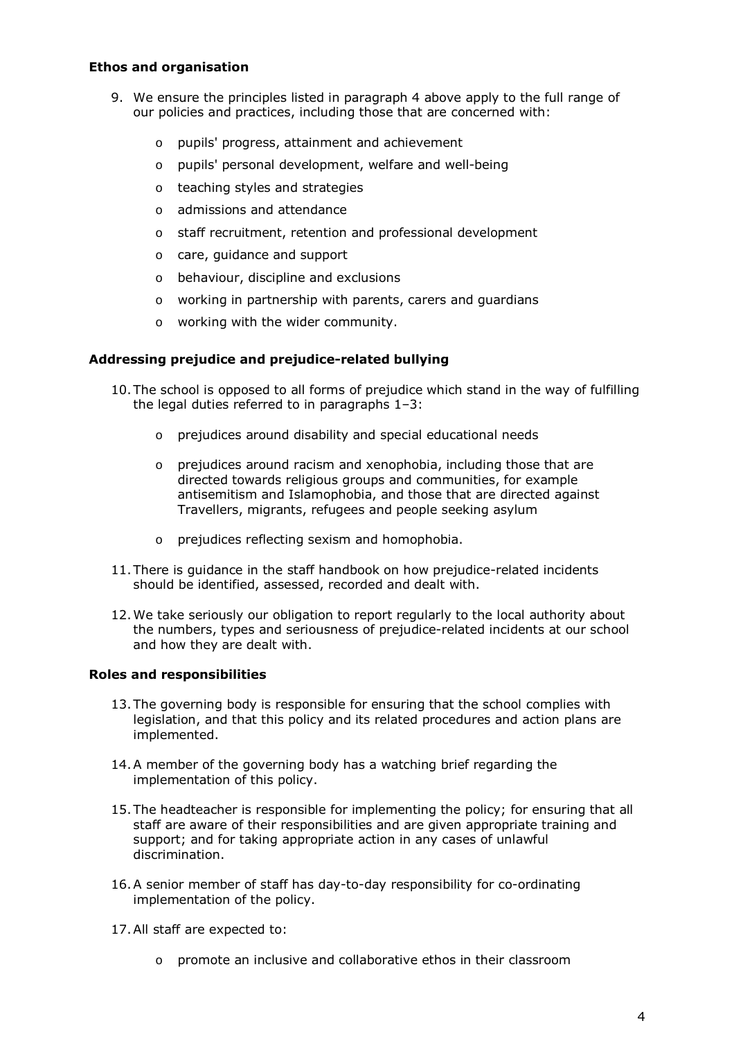**Ethos and organisation**

9. We ensure the principles listed in paragraph 4 above apply to the full range of our policies and practices, including those that are concerned with:
   - pupils' progress, attainment and achievement
   - pupils' personal development, welfare and well-being
   - teaching styles and strategies
   - admissions and attendance
   - staff recruitment, retention and professional development
   - care, guidance and support
   - behaviour, discipline and exclusions
   - working in partnership with parents, carers and guardians
   - working with the wider community.

**Addressing prejudice and prejudice-related bullying**

10. The school is opposed to all forms of prejudice which stand in the way of fulfilling the legal duties referred to in paragraphs 1–3:
    - prejudices around disability and special educational needs
    - prejudices around racism and xenophobia, including those that are directed towards religious groups and communities, for example antisemitism and Islamophobia, and those that are directed against Travellers, migrants, refugees and people seeking asylum
    - prejudices reflecting sexism and homophobia.
11. There is guidance in the staff handbook on how prejudice-related incidents should be identified, assessed, recorded and dealt with.
12. We take seriously our obligation to report regularly to the local authority about the numbers, types and seriousness of prejudice-related incidents at our school and how they are dealt with.

**Roles and responsibilities**

13. The governing body is responsible for ensuring that the school complies with legislation, and that this policy and its related procedures and action plans are implemented.
14. A member of the governing body has a watching brief regarding the implementation of this policy.
15. The headteacher is responsible for implementing the policy; for ensuring that all staff are aware of their responsibilities and are given appropriate training and support; and for taking appropriate action in any cases of unlawful discrimination.
16. A senior member of staff has day-to-day responsibility for co-ordinating implementation of the policy.
17. All staff are expected to:
    - promote an inclusive and collaborative ethos in their classroom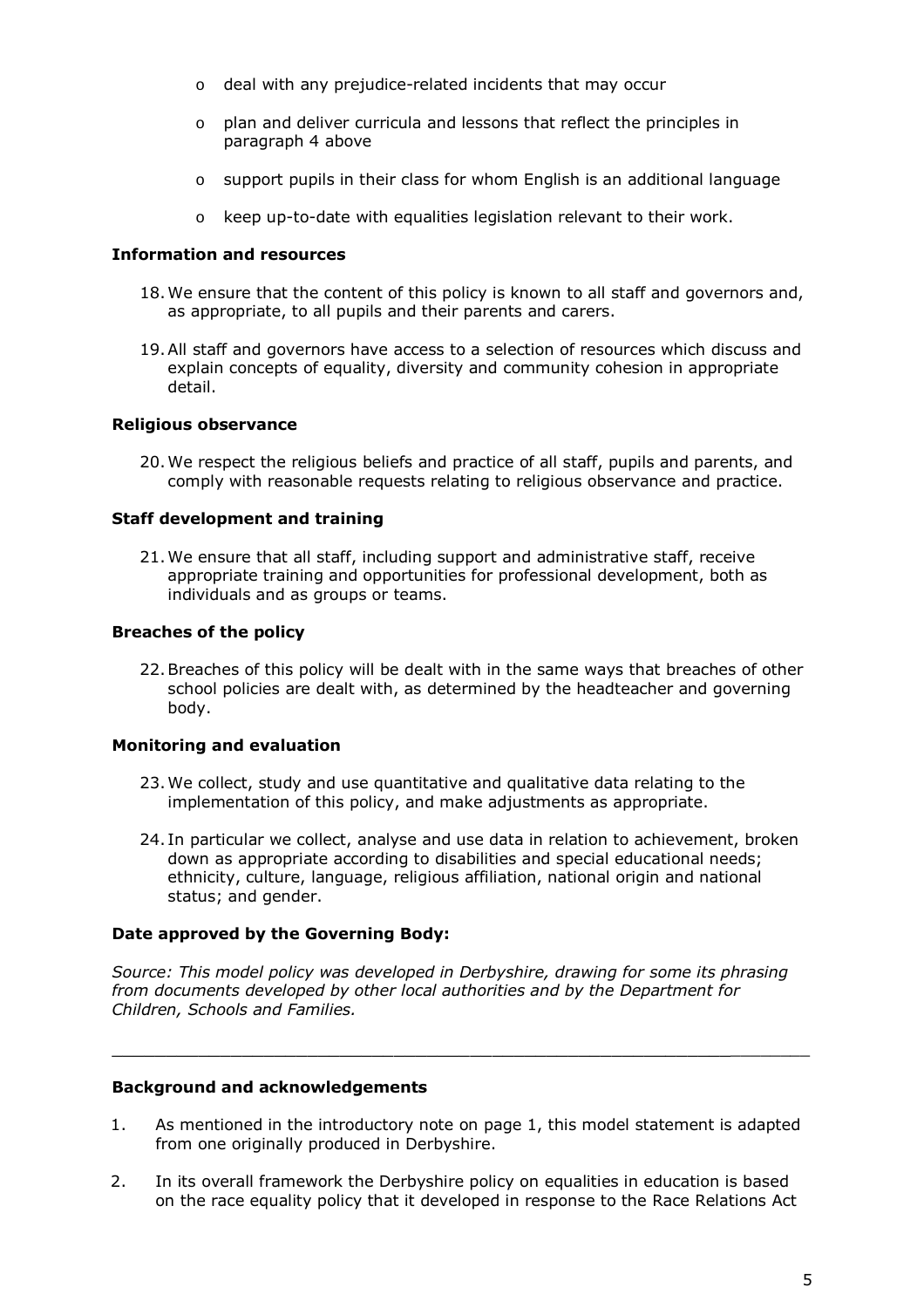- deal with any prejudice-related incidents that may occur
- plan and deliver curricula and lessons that reflect the principles in paragraph 4 above
- support pupils in their class for whom English is an additional language
- keep up-to-date with equalities legislation relevant to their work.

**Information and resources**

18. We ensure that the content of this policy is known to all staff and governors and, as appropriate, to all pupils and their parents and carers.

19. All staff and governors have access to a selection of resources which discuss and explain concepts of equality, diversity and community cohesion in appropriate detail.

**Religious observance**

20. We respect the religious beliefs and practice of all staff, pupils and parents, and comply with reasonable requests relating to religious observance and practice.

**Staff development and training**

21. We ensure that all staff, including support and administrative staff, receive appropriate training and opportunities for professional development, both as individuals and as groups or teams.

**Breaches of the policy**

22. Breaches of this policy will be dealt with in the same ways that breaches of other school policies are dealt with, as determined by the headteacher and governing body.

**Monitoring and evaluation**

23. We collect, study and use quantitative and qualitative data relating to the implementation of this policy, and make adjustments as appropriate.

24. In particular we collect, analyse and use data in relation to achievement, broken down as appropriate according to disabilities and special educational needs; ethnicity, culture, language, religious affiliation, national origin and national status; and gender.

**Date approved by the Governing Body:**

*Source: This model policy was developed in Derbyshire, drawing for some its phrasing from documents developed by other local authorities and by the Department for Children, Schools and Families.*

---

**Background and acknowledgements**

1. As mentioned in the introductory note on page 1, this model statement is adapted from one originally produced in Derbyshire.

2. In its overall framework the Derbyshire policy on equalities in education is based on the race equality policy that it developed in response to the Race Relations Act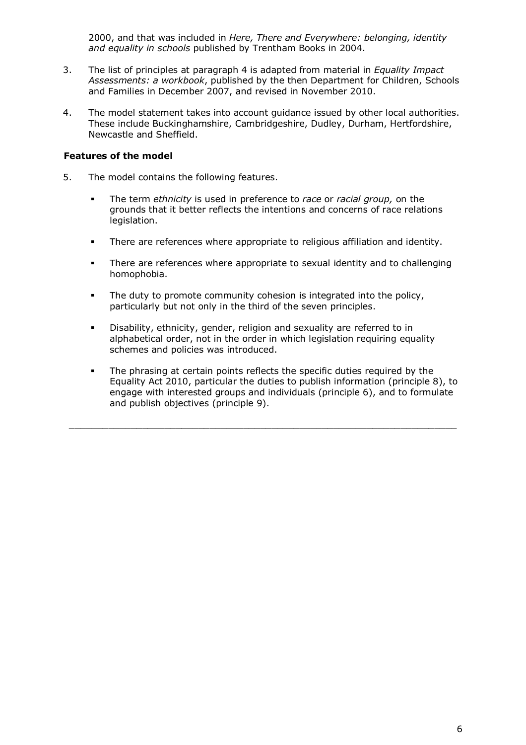2000, and that was included in *Here, There and Everywhere: belonging, identity and equality in schools* published by Trentham Books in 2004.

3. The list of principles at paragraph 4 is adapted from material in *Equality Impact Assessments: a workbook*, published by the then Department for Children, Schools and Families in December 2007, and revised in November 2010.

4. The model statement takes into account guidance issued by other local authorities. These include Buckinghamshire, Cambridgeshire, Dudley, Durham, Hertfordshire, Newcastle and Sheffield.

### Features of the model

5. The model contains the following features.

   - The term *ethnicity* is used in preference to *race* or *racial group,* on the grounds that it better reflects the intentions and concerns of race relations legislation.
   - There are references where appropriate to religious affiliation and identity.
   - There are references where appropriate to sexual identity and to challenging homophobia.
   - The duty to promote community cohesion is integrated into the policy, particularly but not only in the third of the seven principles.
   - Disability, ethnicity, gender, religion and sexuality are referred to in alphabetical order, not in the order in which legislation requiring equality schemes and policies was introduced.
   - The phrasing at certain points reflects the specific duties required by the Equality Act 2010, particular the duties to publish information (principle 8), to engage with interested groups and individuals (principle 6), and to formulate and publish objectives (principle 9).

---